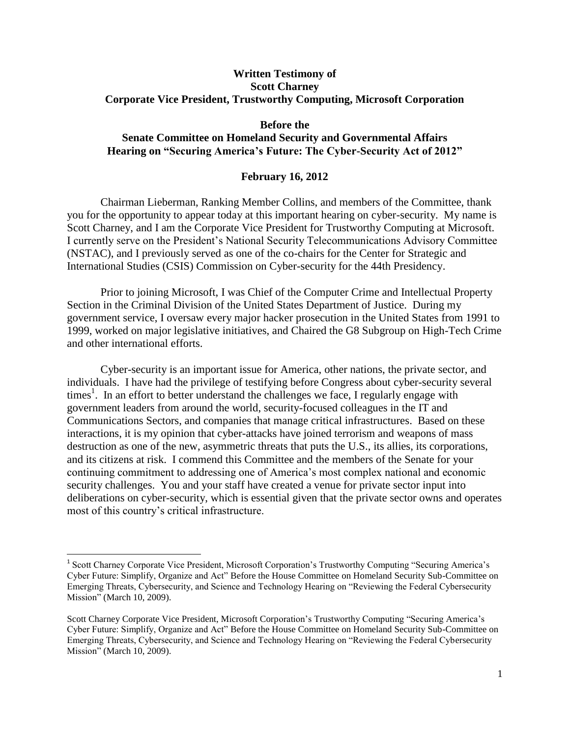**Written Testimony of**
**Scott Charney**
**Corporate Vice President, Trustworthy Computing, Microsoft Corporation**

**Before the**
**Senate Committee on Homeland Security and Governmental Affairs**
**Hearing on "Securing America's Future: The Cyber-Security Act of 2012"**

**February 16, 2012**

Chairman Lieberman, Ranking Member Collins, and members of the Committee, thank you for the opportunity to appear today at this important hearing on cyber-security. My name is Scott Charney, and I am the Corporate Vice President for Trustworthy Computing at Microsoft. I currently serve on the President's National Security Telecommunications Advisory Committee (NSTAC), and I previously served as one of the co-chairs for the Center for Strategic and International Studies (CSIS) Commission on Cyber-security for the 44th Presidency.

Prior to joining Microsoft, I was Chief of the Computer Crime and Intellectual Property Section in the Criminal Division of the United States Department of Justice. During my government service, I oversaw every major hacker prosecution in the United States from 1991 to 1999, worked on major legislative initiatives, and Chaired the G8 Subgroup on High-Tech Crime and other international efforts.

Cyber-security is an important issue for America, other nations, the private sector, and individuals. I have had the privilege of testifying before Congress about cyber-security several times[1]. In an effort to better understand the challenges we face, I regularly engage with government leaders from around the world, security-focused colleagues in the IT and Communications Sectors, and companies that manage critical infrastructures. Based on these interactions, it is my opinion that cyber-attacks have joined terrorism and weapons of mass destruction as one of the new, asymmetric threats that puts the U.S., its allies, its corporations, and its citizens at risk. I commend this Committee and the members of the Senate for your continuing commitment to addressing one of America's most complex national and economic security challenges. You and your staff have created a venue for private sector input into deliberations on cyber-security, which is essential given that the private sector owns and operates most of this country's critical infrastructure.

---

[1] Scott Charney Corporate Vice President, Microsoft Corporation's Trustworthy Computing "Securing America's Cyber Future: Simplify, Organize and Act" Before the House Committee on Homeland Security Sub-Committee on Emerging Threats, Cybersecurity, and Science and Technology Hearing on "Reviewing the Federal Cybersecurity Mission" (March 10, 2009).

Scott Charney Corporate Vice President, Microsoft Corporation's Trustworthy Computing "Securing America's Cyber Future: Simplify, Organize and Act" Before the House Committee on Homeland Security Sub-Committee on Emerging Threats, Cybersecurity, and Science and Technology Hearing on "Reviewing the Federal Cybersecurity Mission" (March 10, 2009).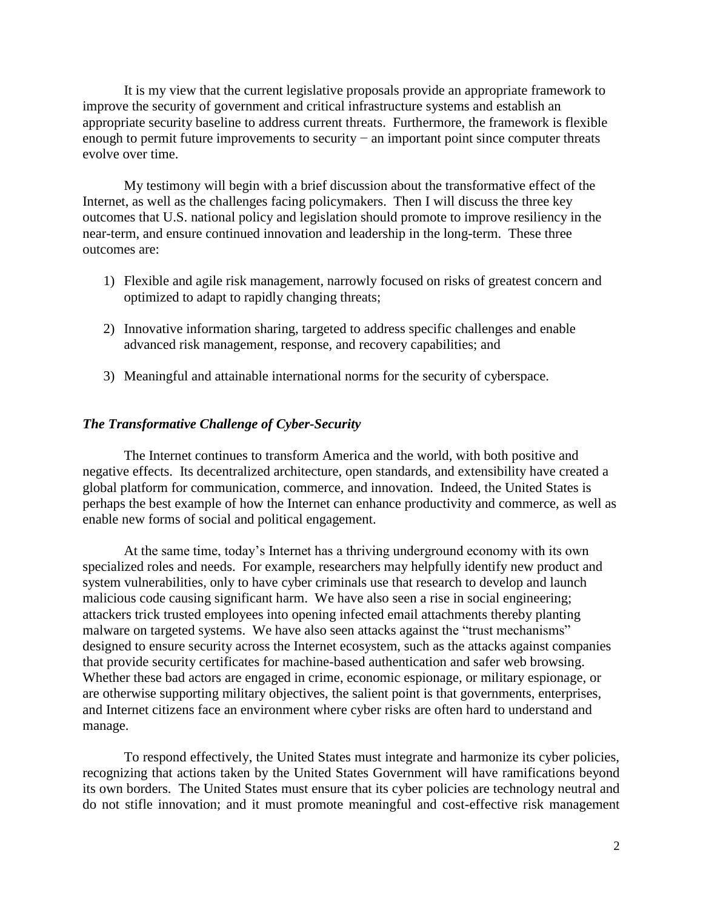It is my view that the current legislative proposals provide an appropriate framework to improve the security of government and critical infrastructure systems and establish an appropriate security baseline to address current threats. Furthermore, the framework is flexible enough to permit future improvements to security − an important point since computer threats evolve over time.

My testimony will begin with a brief discussion about the transformative effect of the Internet, as well as the challenges facing policymakers. Then I will discuss the three key outcomes that U.S. national policy and legislation should promote to improve resiliency in the near-term, and ensure continued innovation and leadership in the long-term. These three outcomes are:

1) Flexible and agile risk management, narrowly focused on risks of greatest concern and optimized to adapt to rapidly changing threats;

2) Innovative information sharing, targeted to address specific challenges and enable advanced risk management, response, and recovery capabilities; and

3) Meaningful and attainable international norms for the security of cyberspace.

### *The Transformative Challenge of Cyber-Security*

The Internet continues to transform America and the world, with both positive and negative effects. Its decentralized architecture, open standards, and extensibility have created a global platform for communication, commerce, and innovation. Indeed, the United States is perhaps the best example of how the Internet can enhance productivity and commerce, as well as enable new forms of social and political engagement.

At the same time, today's Internet has a thriving underground economy with its own specialized roles and needs. For example, researchers may helpfully identify new product and system vulnerabilities, only to have cyber criminals use that research to develop and launch malicious code causing significant harm. We have also seen a rise in social engineering; attackers trick trusted employees into opening infected email attachments thereby planting malware on targeted systems. We have also seen attacks against the "trust mechanisms" designed to ensure security across the Internet ecosystem, such as the attacks against companies that provide security certificates for machine-based authentication and safer web browsing. Whether these bad actors are engaged in crime, economic espionage, or military espionage, or are otherwise supporting military objectives, the salient point is that governments, enterprises, and Internet citizens face an environment where cyber risks are often hard to understand and manage.

To respond effectively, the United States must integrate and harmonize its cyber policies, recognizing that actions taken by the United States Government will have ramifications beyond its own borders. The United States must ensure that its cyber policies are technology neutral and do not stifle innovation; and it must promote meaningful and cost-effective risk management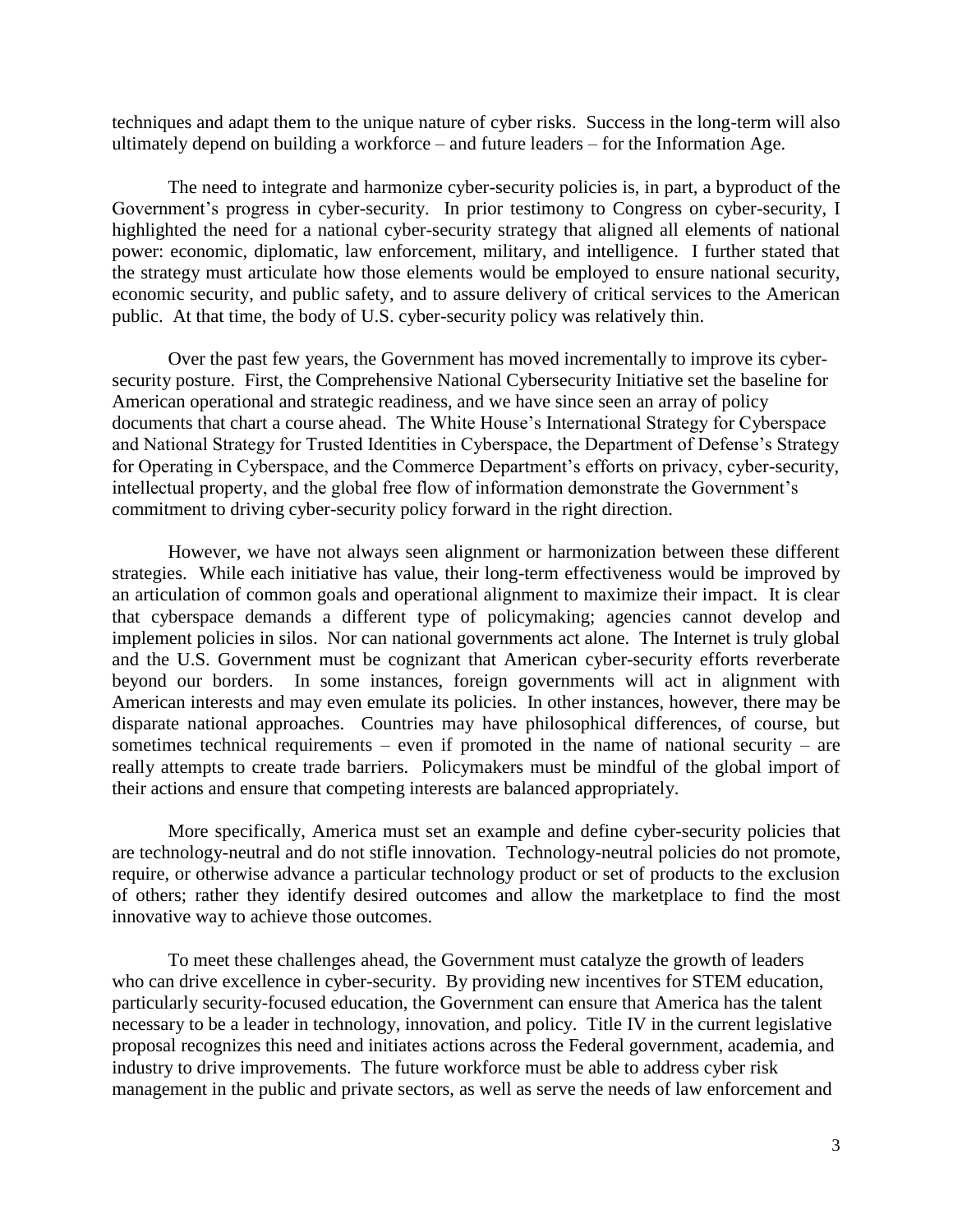techniques and adapt them to the unique nature of cyber risks. Success in the long-term will also ultimately depend on building a workforce – and future leaders – for the Information Age.

The need to integrate and harmonize cyber-security policies is, in part, a byproduct of the Government's progress in cyber-security. In prior testimony to Congress on cyber-security, I highlighted the need for a national cyber-security strategy that aligned all elements of national power: economic, diplomatic, law enforcement, military, and intelligence. I further stated that the strategy must articulate how those elements would be employed to ensure national security, economic security, and public safety, and to assure delivery of critical services to the American public. At that time, the body of U.S. cyber-security policy was relatively thin.

Over the past few years, the Government has moved incrementally to improve its cyber-security posture. First, the Comprehensive National Cybersecurity Initiative set the baseline for American operational and strategic readiness, and we have since seen an array of policy documents that chart a course ahead. The White House's International Strategy for Cyberspace and National Strategy for Trusted Identities in Cyberspace, the Department of Defense's Strategy for Operating in Cyberspace, and the Commerce Department's efforts on privacy, cyber-security, intellectual property, and the global free flow of information demonstrate the Government's commitment to driving cyber-security policy forward in the right direction.

However, we have not always seen alignment or harmonization between these different strategies. While each initiative has value, their long-term effectiveness would be improved by an articulation of common goals and operational alignment to maximize their impact. It is clear that cyberspace demands a different type of policymaking; agencies cannot develop and implement policies in silos. Nor can national governments act alone. The Internet is truly global and the U.S. Government must be cognizant that American cyber-security efforts reverberate beyond our borders. In some instances, foreign governments will act in alignment with American interests and may even emulate its policies. In other instances, however, there may be disparate national approaches. Countries may have philosophical differences, of course, but sometimes technical requirements – even if promoted in the name of national security – are really attempts to create trade barriers. Policymakers must be mindful of the global import of their actions and ensure that competing interests are balanced appropriately.

More specifically, America must set an example and define cyber-security policies that are technology-neutral and do not stifle innovation. Technology-neutral policies do not promote, require, or otherwise advance a particular technology product or set of products to the exclusion of others; rather they identify desired outcomes and allow the marketplace to find the most innovative way to achieve those outcomes.

To meet these challenges ahead, the Government must catalyze the growth of leaders who can drive excellence in cyber-security. By providing new incentives for STEM education, particularly security-focused education, the Government can ensure that America has the talent necessary to be a leader in technology, innovation, and policy. Title IV in the current legislative proposal recognizes this need and initiates actions across the Federal government, academia, and industry to drive improvements. The future workforce must be able to address cyber risk management in the public and private sectors, as well as serve the needs of law enforcement and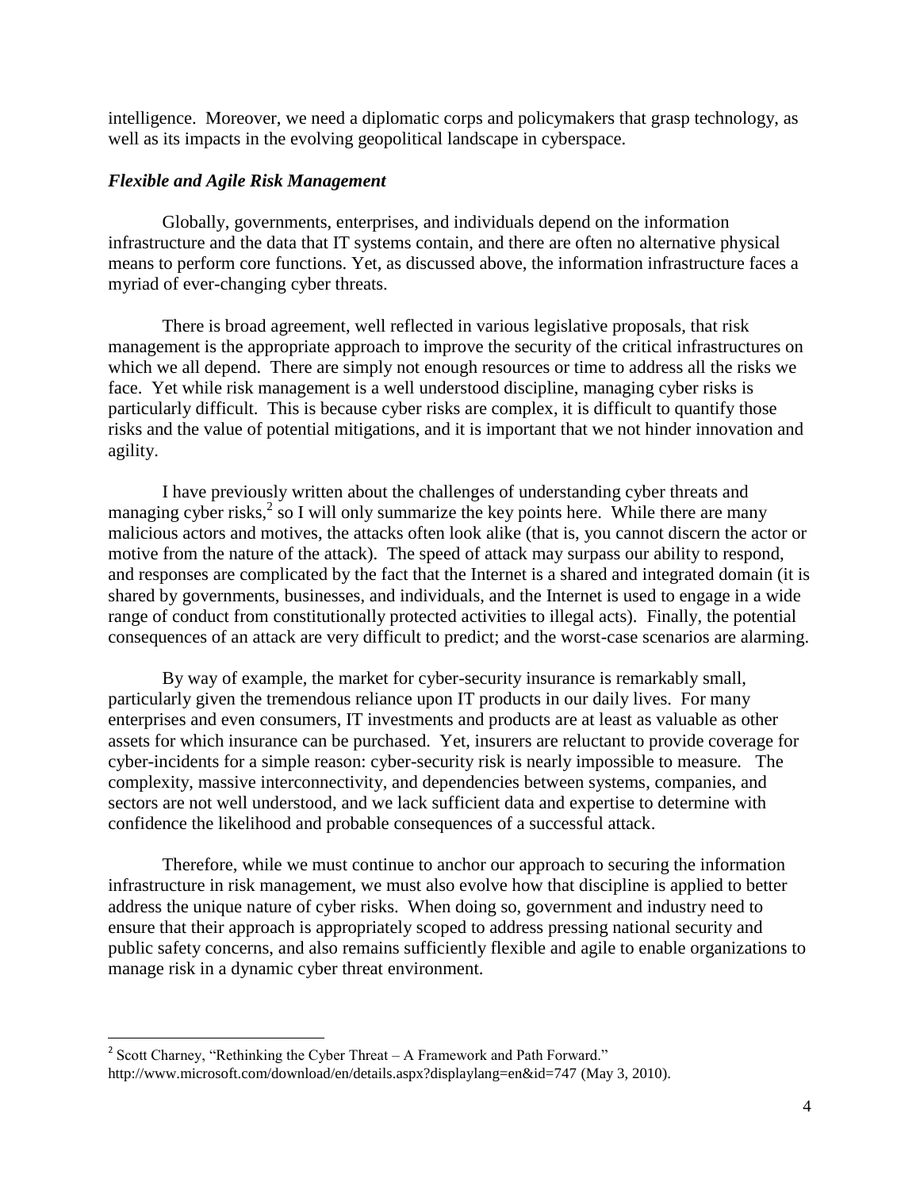intelligence. Moreover, we need a diplomatic corps and policymakers that grasp technology, as well as its impacts in the evolving geopolitical landscape in cyberspace.

### *Flexible and Agile Risk Management*

Globally, governments, enterprises, and individuals depend on the information infrastructure and the data that IT systems contain, and there are often no alternative physical means to perform core functions. Yet, as discussed above, the information infrastructure faces a myriad of ever-changing cyber threats.

There is broad agreement, well reflected in various legislative proposals, that risk management is the appropriate approach to improve the security of the critical infrastructures on which we all depend. There are simply not enough resources or time to address all the risks we face. Yet while risk management is a well understood discipline, managing cyber risks is particularly difficult. This is because cyber risks are complex, it is difficult to quantify those risks and the value of potential mitigations, and it is important that we not hinder innovation and agility.

I have previously written about the challenges of understanding cyber threats and managing cyber risks,[2] so I will only summarize the key points here. While there are many malicious actors and motives, the attacks often look alike (that is, you cannot discern the actor or motive from the nature of the attack). The speed of attack may surpass our ability to respond, and responses are complicated by the fact that the Internet is a shared and integrated domain (it is shared by governments, businesses, and individuals, and the Internet is used to engage in a wide range of conduct from constitutionally protected activities to illegal acts). Finally, the potential consequences of an attack are very difficult to predict; and the worst-case scenarios are alarming.

By way of example, the market for cyber-security insurance is remarkably small, particularly given the tremendous reliance upon IT products in our daily lives. For many enterprises and even consumers, IT investments and products are at least as valuable as other assets for which insurance can be purchased. Yet, insurers are reluctant to provide coverage for cyber-incidents for a simple reason: cyber-security risk is nearly impossible to measure. The complexity, massive interconnectivity, and dependencies between systems, companies, and sectors are not well understood, and we lack sufficient data and expertise to determine with confidence the likelihood and probable consequences of a successful attack.

Therefore, while we must continue to anchor our approach to securing the information infrastructure in risk management, we must also evolve how that discipline is applied to better address the unique nature of cyber risks. When doing so, government and industry need to ensure that their approach is appropriately scoped to address pressing national security and public safety concerns, and also remains sufficiently flexible and agile to enable organizations to manage risk in a dynamic cyber threat environment.

---

[2] Scott Charney, "Rethinking the Cyber Threat – A Framework and Path Forward." http://www.microsoft.com/download/en/details.aspx?displaylang=en&id=747 (May 3, 2010).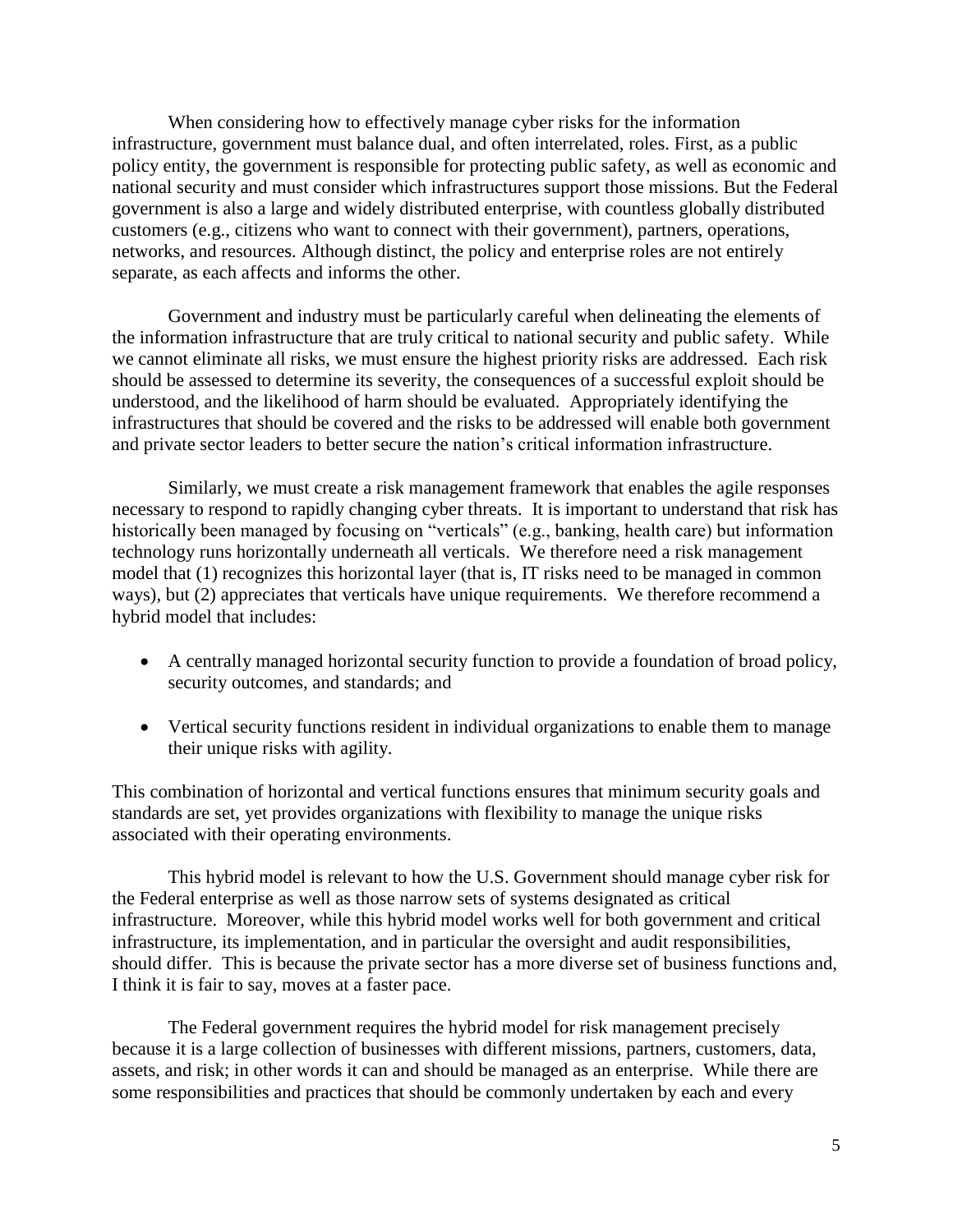When considering how to effectively manage cyber risks for the information infrastructure, government must balance dual, and often interrelated, roles. First, as a public policy entity, the government is responsible for protecting public safety, as well as economic and national security and must consider which infrastructures support those missions. But the Federal government is also a large and widely distributed enterprise, with countless globally distributed customers (e.g., citizens who want to connect with their government), partners, operations, networks, and resources. Although distinct, the policy and enterprise roles are not entirely separate, as each affects and informs the other.

Government and industry must be particularly careful when delineating the elements of the information infrastructure that are truly critical to national security and public safety. While we cannot eliminate all risks, we must ensure the highest priority risks are addressed. Each risk should be assessed to determine its severity, the consequences of a successful exploit should be understood, and the likelihood of harm should be evaluated. Appropriately identifying the infrastructures that should be covered and the risks to be addressed will enable both government and private sector leaders to better secure the nation's critical information infrastructure.

Similarly, we must create a risk management framework that enables the agile responses necessary to respond to rapidly changing cyber threats. It is important to understand that risk has historically been managed by focusing on "verticals" (e.g., banking, health care) but information technology runs horizontally underneath all verticals. We therefore need a risk management model that (1) recognizes this horizontal layer (that is, IT risks need to be managed in common ways), but (2) appreciates that verticals have unique requirements. We therefore recommend a hybrid model that includes:

- A centrally managed horizontal security function to provide a foundation of broad policy, security outcomes, and standards; and
- Vertical security functions resident in individual organizations to enable them to manage their unique risks with agility.

This combination of horizontal and vertical functions ensures that minimum security goals and standards are set, yet provides organizations with flexibility to manage the unique risks associated with their operating environments.

This hybrid model is relevant to how the U.S. Government should manage cyber risk for the Federal enterprise as well as those narrow sets of systems designated as critical infrastructure. Moreover, while this hybrid model works well for both government and critical infrastructure, its implementation, and in particular the oversight and audit responsibilities, should differ. This is because the private sector has a more diverse set of business functions and, I think it is fair to say, moves at a faster pace.

The Federal government requires the hybrid model for risk management precisely because it is a large collection of businesses with different missions, partners, customers, data, assets, and risk; in other words it can and should be managed as an enterprise. While there are some responsibilities and practices that should be commonly undertaken by each and every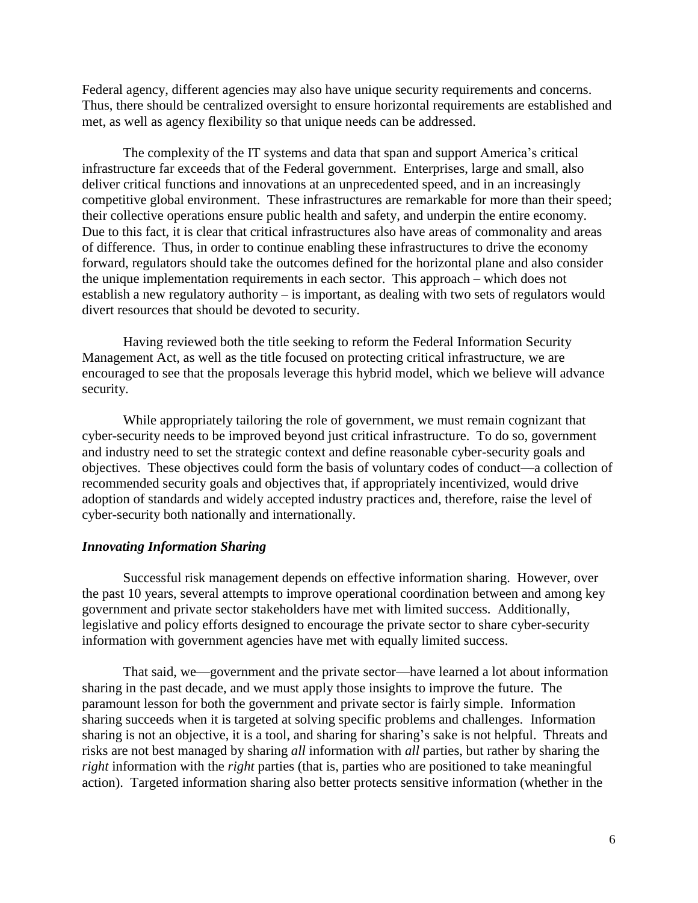Federal agency, different agencies may also have unique security requirements and concerns. Thus, there should be centralized oversight to ensure horizontal requirements are established and met, as well as agency flexibility so that unique needs can be addressed.

The complexity of the IT systems and data that span and support America's critical infrastructure far exceeds that of the Federal government. Enterprises, large and small, also deliver critical functions and innovations at an unprecedented speed, and in an increasingly competitive global environment. These infrastructures are remarkable for more than their speed; their collective operations ensure public health and safety, and underpin the entire economy. Due to this fact, it is clear that critical infrastructures also have areas of commonality and areas of difference. Thus, in order to continue enabling these infrastructures to drive the economy forward, regulators should take the outcomes defined for the horizontal plane and also consider the unique implementation requirements in each sector. This approach – which does not establish a new regulatory authority – is important, as dealing with two sets of regulators would divert resources that should be devoted to security.

Having reviewed both the title seeking to reform the Federal Information Security Management Act, as well as the title focused on protecting critical infrastructure, we are encouraged to see that the proposals leverage this hybrid model, which we believe will advance security.

While appropriately tailoring the role of government, we must remain cognizant that cyber-security needs to be improved beyond just critical infrastructure. To do so, government and industry need to set the strategic context and define reasonable cyber-security goals and objectives. These objectives could form the basis of voluntary codes of conduct—a collection of recommended security goals and objectives that, if appropriately incentivized, would drive adoption of standards and widely accepted industry practices and, therefore, raise the level of cyber-security both nationally and internationally.

### ***Innovating Information Sharing***

Successful risk management depends on effective information sharing. However, over the past 10 years, several attempts to improve operational coordination between and among key government and private sector stakeholders have met with limited success. Additionally, legislative and policy efforts designed to encourage the private sector to share cyber-security information with government agencies have met with equally limited success.

That said, we—government and the private sector—have learned a lot about information sharing in the past decade, and we must apply those insights to improve the future. The paramount lesson for both the government and private sector is fairly simple. Information sharing succeeds when it is targeted at solving specific problems and challenges. Information sharing is not an objective, it is a tool, and sharing for sharing's sake is not helpful. Threats and risks are not best managed by sharing *all* information with *all* parties, but rather by sharing the *right* information with the *right* parties (that is, parties who are positioned to take meaningful action). Targeted information sharing also better protects sensitive information (whether in the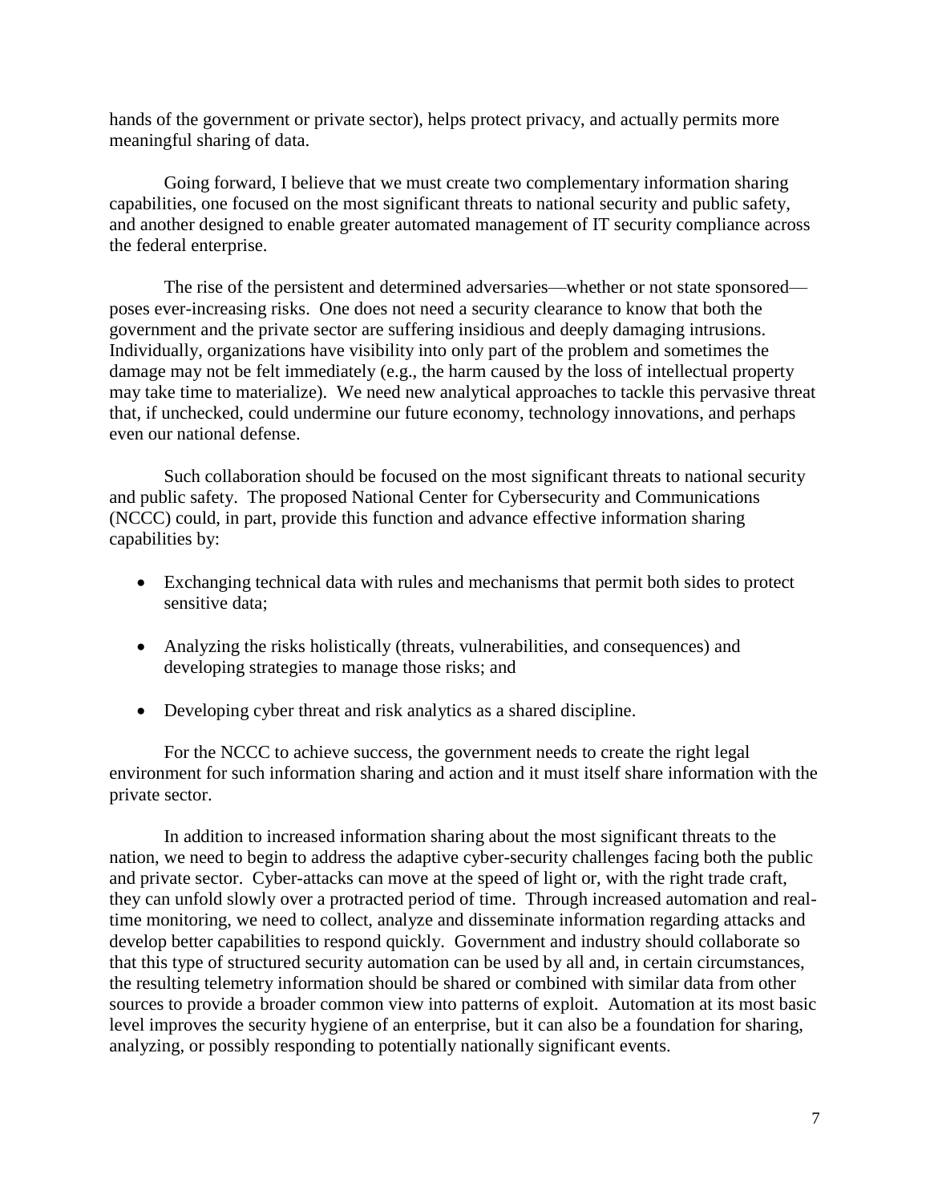hands of the government or private sector), helps protect privacy, and actually permits more meaningful sharing of data.

Going forward, I believe that we must create two complementary information sharing capabilities, one focused on the most significant threats to national security and public safety, and another designed to enable greater automated management of IT security compliance across the federal enterprise.

The rise of the persistent and determined adversaries—whether or not state sponsored—poses ever-increasing risks. One does not need a security clearance to know that both the government and the private sector are suffering insidious and deeply damaging intrusions. Individually, organizations have visibility into only part of the problem and sometimes the damage may not be felt immediately (e.g., the harm caused by the loss of intellectual property may take time to materialize). We need new analytical approaches to tackle this pervasive threat that, if unchecked, could undermine our future economy, technology innovations, and perhaps even our national defense.

Such collaboration should be focused on the most significant threats to national security and public safety. The proposed National Center for Cybersecurity and Communications (NCCC) could, in part, provide this function and advance effective information sharing capabilities by:

- Exchanging technical data with rules and mechanisms that permit both sides to protect sensitive data;
- Analyzing the risks holistically (threats, vulnerabilities, and consequences) and developing strategies to manage those risks; and
- Developing cyber threat and risk analytics as a shared discipline.

For the NCCC to achieve success, the government needs to create the right legal environment for such information sharing and action and it must itself share information with the private sector.

In addition to increased information sharing about the most significant threats to the nation, we need to begin to address the adaptive cyber-security challenges facing both the public and private sector. Cyber-attacks can move at the speed of light or, with the right trade craft, they can unfold slowly over a protracted period of time. Through increased automation and real-time monitoring, we need to collect, analyze and disseminate information regarding attacks and develop better capabilities to respond quickly. Government and industry should collaborate so that this type of structured security automation can be used by all and, in certain circumstances, the resulting telemetry information should be shared or combined with similar data from other sources to provide a broader common view into patterns of exploit. Automation at its most basic level improves the security hygiene of an enterprise, but it can also be a foundation for sharing, analyzing, or possibly responding to potentially nationally significant events.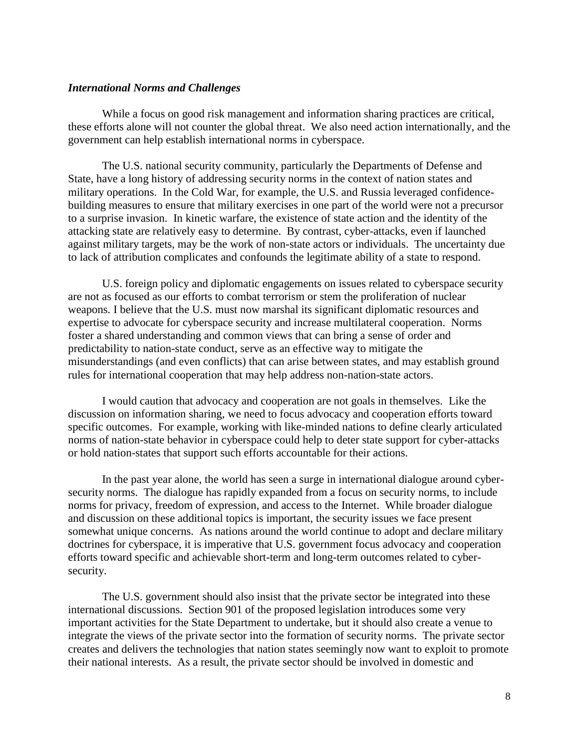***International Norms and Challenges***

While a focus on good risk management and information sharing practices are critical, these efforts alone will not counter the global threat. We also need action internationally, and the government can help establish international norms in cyberspace.

The U.S. national security community, particularly the Departments of Defense and State, have a long history of addressing security norms in the context of nation states and military operations. In the Cold War, for example, the U.S. and Russia leveraged confidence-building measures to ensure that military exercises in one part of the world were not a precursor to a surprise invasion. In kinetic warfare, the existence of state action and the identity of the attacking state are relatively easy to determine. By contrast, cyber-attacks, even if launched against military targets, may be the work of non-state actors or individuals. The uncertainty due to lack of attribution complicates and confounds the legitimate ability of a state to respond.

U.S. foreign policy and diplomatic engagements on issues related to cyberspace security are not as focused as our efforts to combat terrorism or stem the proliferation of nuclear weapons. I believe that the U.S. must now marshal its significant diplomatic resources and expertise to advocate for cyberspace security and increase multilateral cooperation. Norms foster a shared understanding and common views that can bring a sense of order and predictability to nation-state conduct, serve as an effective way to mitigate the misunderstandings (and even conflicts) that can arise between states, and may establish ground rules for international cooperation that may help address non-nation-state actors.

I would caution that advocacy and cooperation are not goals in themselves. Like the discussion on information sharing, we need to focus advocacy and cooperation efforts toward specific outcomes. For example, working with like-minded nations to define clearly articulated norms of nation-state behavior in cyberspace could help to deter state support for cyber-attacks or hold nation-states that support such efforts accountable for their actions.

In the past year alone, the world has seen a surge in international dialogue around cyber-security norms. The dialogue has rapidly expanded from a focus on security norms, to include norms for privacy, freedom of expression, and access to the Internet. While broader dialogue and discussion on these additional topics is important, the security issues we face present somewhat unique concerns. As nations around the world continue to adopt and declare military doctrines for cyberspace, it is imperative that U.S. government focus advocacy and cooperation efforts toward specific and achievable short-term and long-term outcomes related to cyber-security.

The U.S. government should also insist that the private sector be integrated into these international discussions. Section 901 of the proposed legislation introduces some very important activities for the State Department to undertake, but it should also create a venue to integrate the views of the private sector into the formation of security norms. The private sector creates and delivers the technologies that nation states seemingly now want to exploit to promote their national interests. As a result, the private sector should be involved in domestic and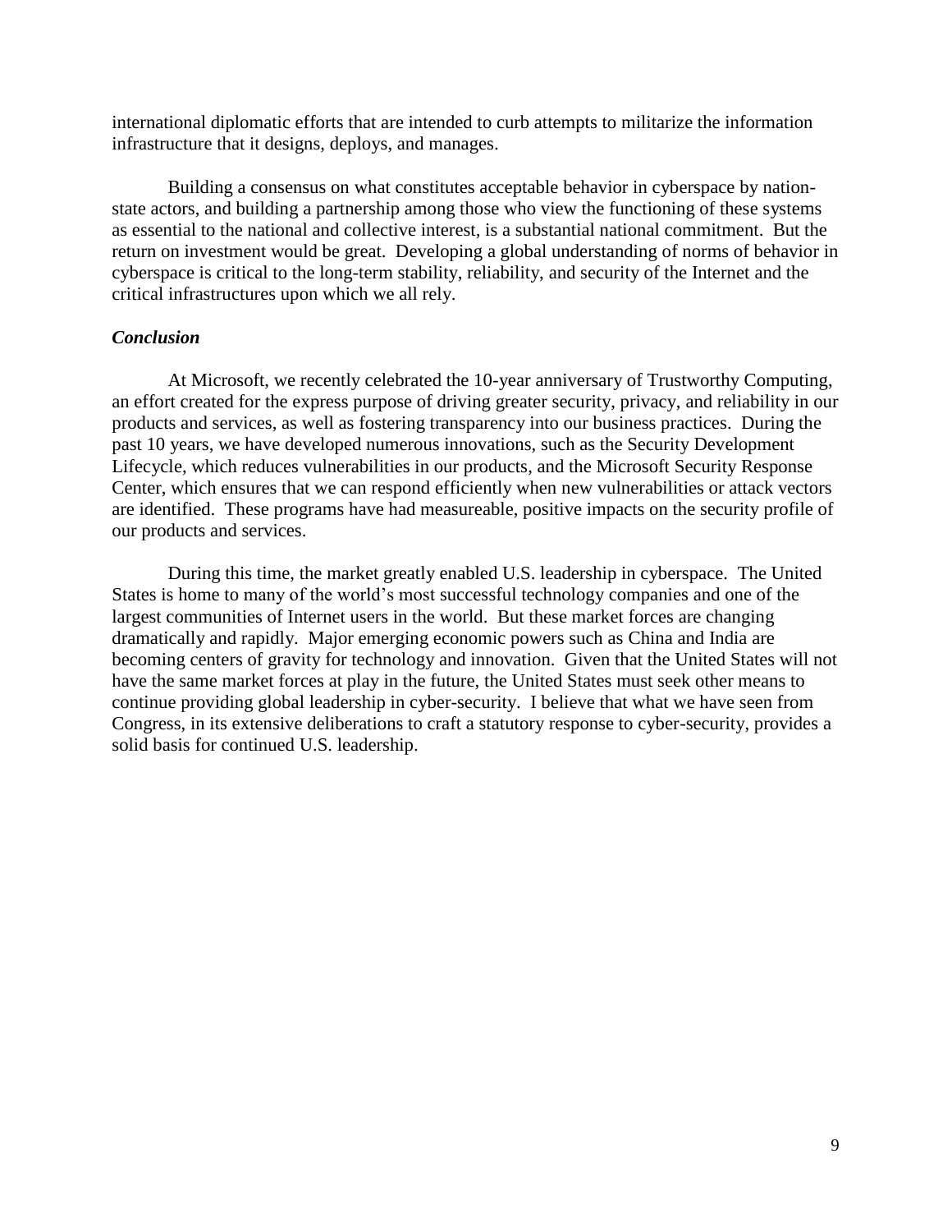international diplomatic efforts that are intended to curb attempts to militarize the information infrastructure that it designs, deploys, and manages.

Building a consensus on what constitutes acceptable behavior in cyberspace by nation-state actors, and building a partnership among those who view the functioning of these systems as essential to the national and collective interest, is a substantial national commitment. But the return on investment would be great. Developing a global understanding of norms of behavior in cyberspace is critical to the long-term stability, reliability, and security of the Internet and the critical infrastructures upon which we all rely.

***Conclusion***

At Microsoft, we recently celebrated the 10-year anniversary of Trustworthy Computing, an effort created for the express purpose of driving greater security, privacy, and reliability in our products and services, as well as fostering transparency into our business practices. During the past 10 years, we have developed numerous innovations, such as the Security Development Lifecycle, which reduces vulnerabilities in our products, and the Microsoft Security Response Center, which ensures that we can respond efficiently when new vulnerabilities or attack vectors are identified. These programs have had measureable, positive impacts on the security profile of our products and services.

During this time, the market greatly enabled U.S. leadership in cyberspace. The United States is home to many of the world's most successful technology companies and one of the largest communities of Internet users in the world. But these market forces are changing dramatically and rapidly. Major emerging economic powers such as China and India are becoming centers of gravity for technology and innovation. Given that the United States will not have the same market forces at play in the future, the United States must seek other means to continue providing global leadership in cyber-security. I believe that what we have seen from Congress, in its extensive deliberations to craft a statutory response to cyber-security, provides a solid basis for continued U.S. leadership.